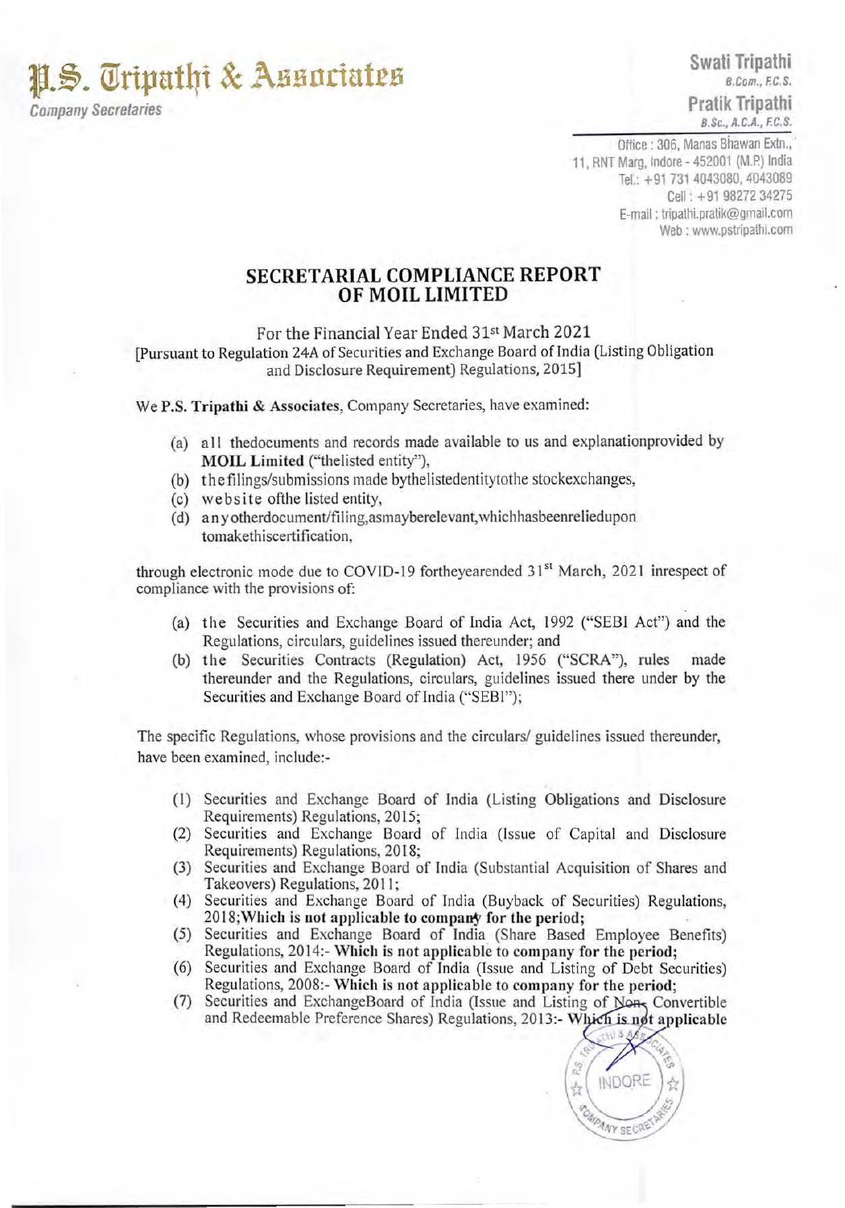**P.S. Tripathi & Associates**
*Company Secretaries*

**Swati Tripathi**
B.Com., F.C.S.
**Pratik Tripathi**
B.Sc., A.C.A., F.C.S.

Office : 306, Manas Bhawan Extn., 11, RNT Marg, Indore - 452001 (M.P.) India
Tel.: +91 731 4043080, 4043089
Cell : +91 98272 34275
E-mail : tripathi.pratik@gmail.com
Web : www.pstripathi.com

## SECRETARIAL COMPLIANCE REPORT OF MOIL LIMITED

For the Financial Year Ended 31st March 2021
[Pursuant to Regulation 24A of Securities and Exchange Board of India (Listing Obligation and Disclosure Requirement) Regulations, 2015]

We **P.S. Tripathi & Associates**, Company Secretaries, have examined:

(a) all thedocuments and records made available to us and explanationprovided by **MOIL Limited** ("thelisted entity"),
(b) thefilings/submissions made bythelistedentitytothe stockexchanges,
(c) website ofthe listed entity,
(d) anyotherdocument/filing,asmayberelevant,whichhasbeenreliedupon tomakethiscertification,

through electronic mode due to COVID-19 fortheyearended 31st March, 2021 inrespect of compliance with the provisions of:

(a) the Securities and Exchange Board of India Act, 1992 ("SEBI Act") and the Regulations, circulars, guidelines issued thereunder; and
(b) the Securities Contracts (Regulation) Act, 1956 ("SCRA"), rules made thereunder and the Regulations, circulars, guidelines issued there under by the Securities and Exchange Board of India ("SEBI");

The specific Regulations, whose provisions and the circulars/ guidelines issued thereunder, have been examined, include:-

(1) Securities and Exchange Board of India (Listing Obligations and Disclosure Requirements) Regulations, 2015;
(2) Securities and Exchange Board of India (Issue of Capital and Disclosure Requirements) Regulations, 2018;
(3) Securities and Exchange Board of India (Substantial Acquisition of Shares and Takeovers) Regulations, 2011;
(4) Securities and Exchange Board of India (Buyback of Securities) Regulations, 2018;**Which is not applicable to company for the period;**
(5) Securities and Exchange Board of India (Share Based Employee Benefits) Regulations, 2014:- **Which is not applicable to company for the period;**
(6) Securities and Exchange Board of India (Issue and Listing of Debt Securities) Regulations, 2008:- **Which is not applicable to company for the period;**
(7) Securities and ExchangeBoard of India (Issue and Listing of Non- Convertible and Redeemable Preference Shares) Regulations, 2013:- **Which is not applicable**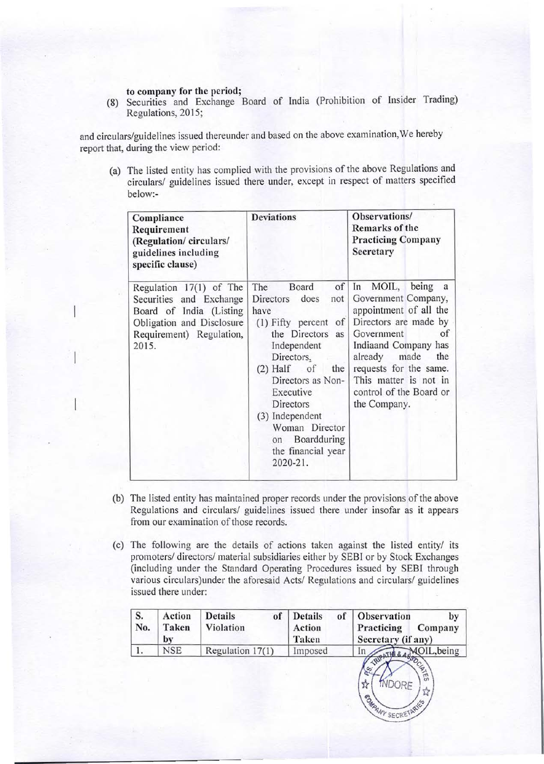**to company for the period;**

(8) Securities and Exchange Board of India (Prohibition of Insider Trading) Regulations, 2015;

and circulars/guidelines issued thereunder and based on the above examination,We hereby report that, during the view period:

(a) The listed entity has complied with the provisions of the above Regulations and circulars/ guidelines issued there under, except in respect of matters specified below:-

| **Compliance Requirement (Regulation/ circulars/ guidelines including specific clause)** | **Deviations** | **Observations/ Remarks of the Practicing Company Secretary** |
|---|---|---|
| Regulation 17(1) of The Securities and Exchange Board of India (Listing Obligation and Disclosure Requirement) Regulation, 2015. | The Board of Directors does not have (1) Fifty percent of the Directors as Independent Directors, (2) Half of the Directors as Non-Executive Directors (3) Independent Woman Director on Boardduring the financial year 2020-21. | In MOIL, being a Government Company, appointment of all the Directors are made by Government of Indiaand Company has already made the requests for the same. This matter is not in control of the Board or the Company. |

(b) The listed entity has maintained proper records under the provisions of the above Regulations and circulars/ guidelines issued there under insofar as it appears from our examination of those records.

(c) The following are the details of actions taken against the listed entity/ its promoters/ directors/ material subsidiaries either by SEBI or by Stock Exchanges (including under the Standard Operating Procedures issued by SEBI through various circulars)under the aforesaid Acts/ Regulations and circulars/ guidelines issued there under:

| **S. No.** | **Action Taken by** | **Details of Violation** | **Details of Action Taken** | **Observation by Practicing Company Secretary (if any)** |
|---|---|---|---|---|
| 1. | NSE | Regulation 17(1) | Imposed | In MOIL,being |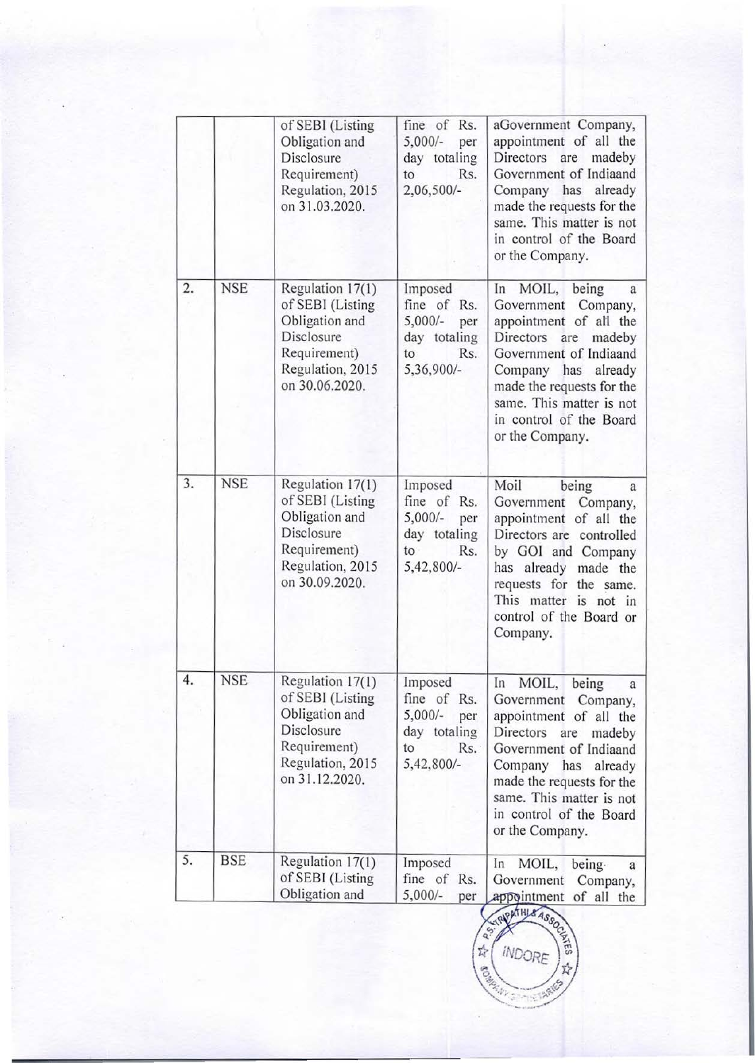| | | of SEBI (Listing Obligation and Disclosure Requirement) Regulation, 2015 on 31.03.2020. | fine of Rs. 5,000/- per day totaling to Rs. 2,06,500/- | aGovernment Company, appointment of all the Directors are madeby Government of Indiaand Company has already made the requests for the same. This matter is not in control of the Board or the Company. |
|---|---|---|---|---|
| 2. | NSE | Regulation 17(1) of SEBI (Listing Obligation and Disclosure Requirement) Regulation, 2015 on 30.06.2020. | Imposed fine of Rs. 5,000/- per day totaling to Rs. 5,36,900/- | In MOIL, being a Government Company, appointment of all the Directors are madeby Government of Indiaand Company has already made the requests for the same. This matter is not in control of the Board or the Company. |
| 3. | NSE | Regulation 17(1) of SEBI (Listing Obligation and Disclosure Requirement) Regulation, 2015 on 30.09.2020. | Imposed fine of Rs. 5,000/- per day totaling to Rs. 5,42,800/- | Moil being a Government Company, appointment of all the Directors are controlled by GOI and Company has already made the requests for the same. This matter is not in control of the Board or Company. |
| 4. | NSE | Regulation 17(1) of SEBI (Listing Obligation and Disclosure Requirement) Regulation, 2015 on 31.12.2020. | Imposed fine of Rs. 5,000/- per day totaling to Rs. 5,42,800/- | In MOIL, being a Government Company, appointment of all the Directors are madeby Government of Indiaand Company has already made the requests for the same. This matter is not in control of the Board or the Company. |
| 5. | BSE | Regulation 17(1) of SEBI (Listing Obligation and | Imposed fine of Rs. 5,000/- per | In MOIL, being a Government Company, appointment of all the |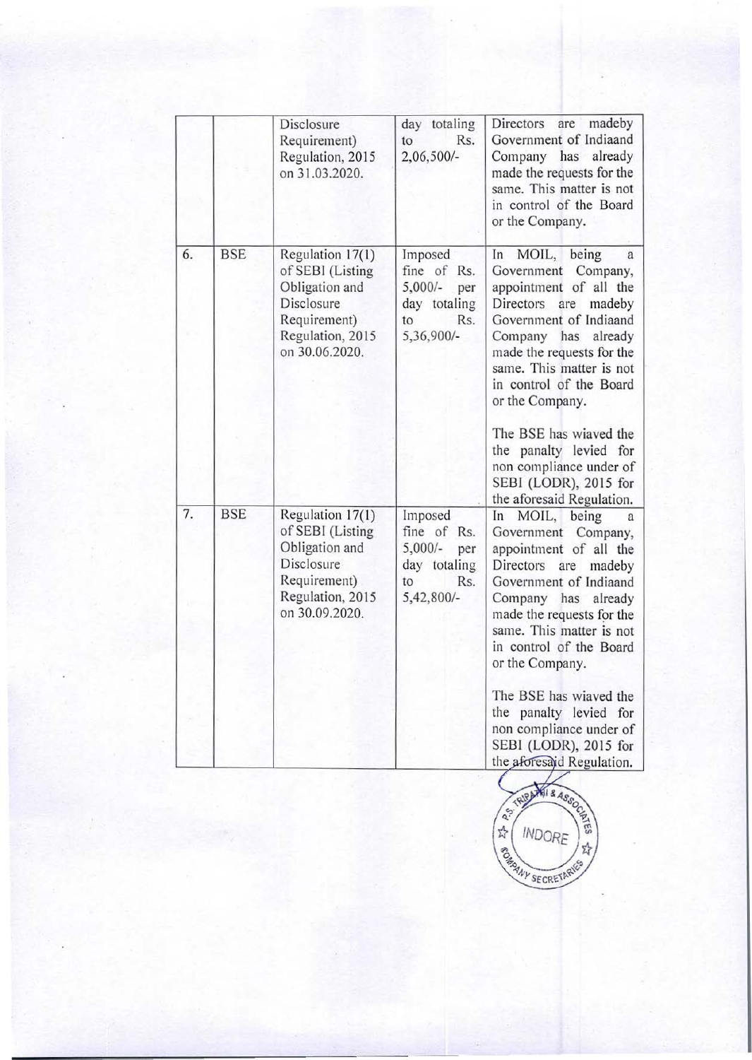| | | Disclosure Requirement) Regulation, 2015 on 31.03.2020. | day totaling to Rs. 2,06,500/- | Directors are madeby Government of Indiaand Company has already made the requests for the same. This matter is not in control of the Board or the Company. |
|---|---|---|---|---|
| 6. | BSE | Regulation 17(1) of SEBI (Listing Obligation and Disclosure Requirement) Regulation, 2015 on 30.06.2020. | Imposed fine of Rs. 5,000/- per day totaling to Rs. 5,36,900/- | In MOIL, being a Government Company, appointment of all the Directors are madeby Government of Indiaand Company has already made the requests for the same. This matter is not in control of the Board or the Company.<br><br>The BSE has wiaved the the panalty levied for non compliance under of SEBI (LODR), 2015 for the aforesaid Regulation. |
| 7. | BSE | Regulation 17(1) of SEBI (Listing Obligation and Disclosure Requirement) Regulation, 2015 on 30.09.2020. | Imposed fine of Rs. 5,000/- per day totaling to Rs. 5,42,800/- | In MOIL, being a Government Company, appointment of all the Directors are madeby Government of Indiaand Company has already made the requests for the same. This matter is not in control of the Board or the Company.<br><br>The BSE has wiaved the the panalty levied for non compliance under of SEBI (LODR), 2015 for the aforesaid Regulation. |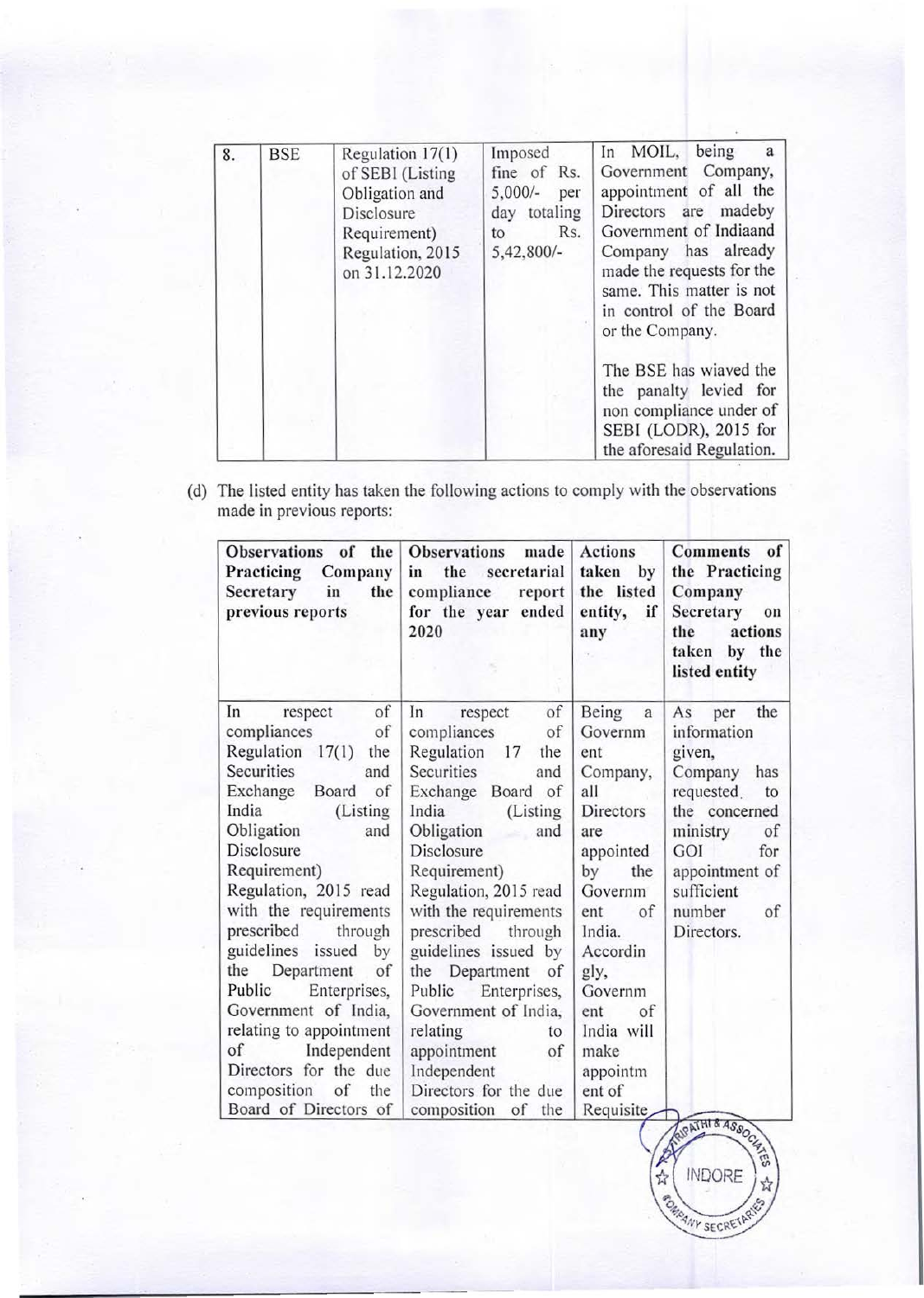| 8. | BSE | Regulation 17(1) of SEBI (Listing Obligation and Disclosure Requirement) Regulation, 2015 on 31.12.2020 | Imposed fine of Rs. 5,000/- per day totaling to Rs. 5,42,800/- | In MOIL, being a Government Company, appointment of all the Directors are madeby Government of Indiaand Company has already made the requests for the same. This matter is not in control of the Board or the Company.<br><br>The BSE has wiaved the the panalty levied for non compliance under of SEBI (LODR), 2015 for the aforesaid Regulation. |
|---|---|---|---|---|

(d) The listed entity has taken the following actions to comply with the observations made in previous reports:

| Observations of the Practicing Company Secretary in the previous reports | Observations made in the secretarial compliance report for the year ended 2020 | Actions taken by the listed entity, if any | Comments of the Practicing Company Secretary on the actions taken by the listed entity |
|---|---|---|---|
| In respect of compliances of Regulation 17(1) the Securities and Exchange Board of India (Listing Obligation and Disclosure Requirement) Regulation, 2015 read with the requirements prescribed through guidelines issued by the Department of Public Enterprises, Government of India, relating to appointment of Independent Directors for the due composition of the Board of Directors of | In respect of compliances of Regulation 17 the Securities and Exchange Board of India (Listing Obligation and Disclosure Requirement) Regulation, 2015 read with the requirements prescribed through guidelines issued by the Department of Public Enterprises, Government of India, relating to appointment of Independent Directors for the due composition of the | Being a Government Company, all Directors are appointed by the Government of India. Accordingly, Government of India will make appointment of Requisite | As per the information given, Company has requested to the concerned ministry of GOI for appointment of sufficient number of Directors. |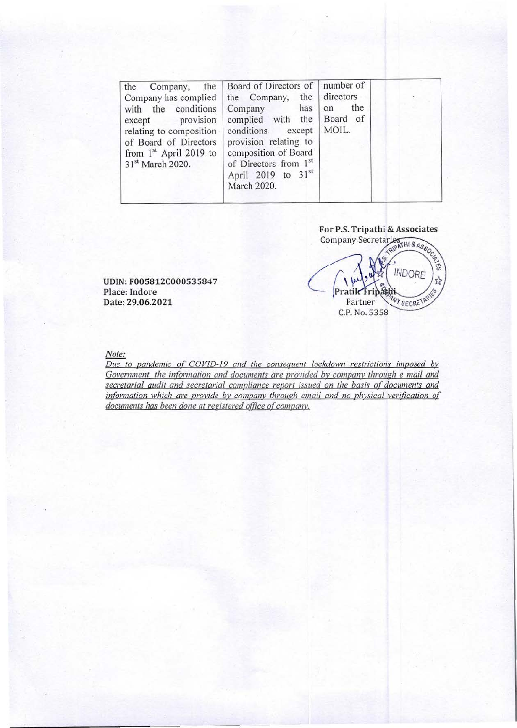| | | | |
|---|---|---|---|
| the Company, the Company has complied with the conditions except provision relating to composition of Board of Directors from 1st April 2019 to 31st March 2020. | Board of Directors of the Company, the Company has complied with the conditions except provision relating to composition of Board of Directors from 1st April 2019 to 31st March 2020. | number of directors on the Board of MOIL. | |

**For P.S. Tripathi & Associates**
Company Secretaries

Pratik Tripathi
Partner
C.P. No. 5358

**UDIN: F005812C000535847**
**Place: Indore**
**Date: 29.06.2021**

*Note:*
*Due to pandemic of COVID-19 and the consequent lockdown restrictions imposed by Government, the information and documents are provided by company through e mail and secretarial audit and secretarial compliance report issued on the basis of documents and information which are provide by company through email and no physical verification of documents has been done at registered office of company.*